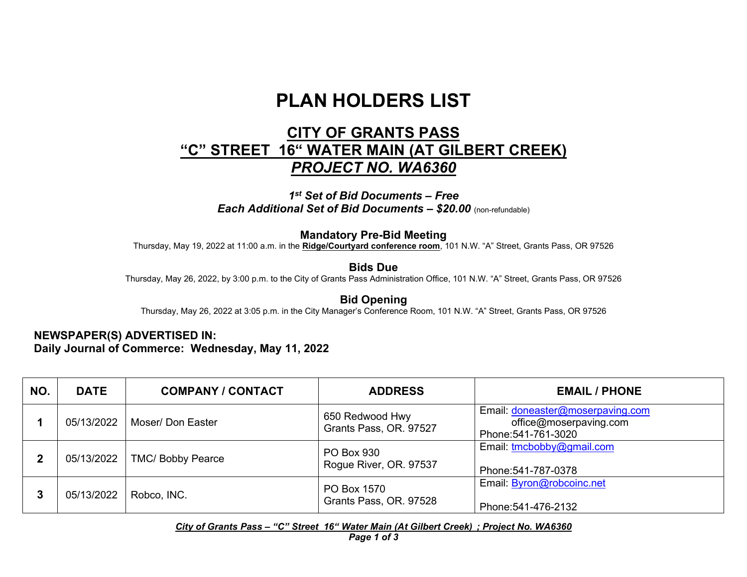# PLAN HOLDERS LIST

## CITY OF GRANTS PASS
## "C" STREET 16" WATER MAIN (AT GILBERT CREEK)
## *PROJECT NO. WA6360*

***1st Set of Bid Documents – Free***
***Each Additional Set of Bid Documents – $20.00*** (non-refundable)

**Mandatory Pre-Bid Meeting**
Thursday, May 19, 2022 at 11:00 a.m. in the **Ridge/Courtyard conference room**, 101 N.W. "A" Street, Grants Pass, OR 97526

**Bids Due**
Thursday, May 26, 2022, by 3:00 p.m. to the City of Grants Pass Administration Office, 101 N.W. "A" Street, Grants Pass, OR 97526

**Bid Opening**
Thursday, May 26, 2022 at 3:05 p.m. in the City Manager's Conference Room, 101 N.W. "A" Street, Grants Pass, OR 97526

**NEWSPAPER(S) ADVERTISED IN:**
**Daily Journal of Commerce: Wednesday, May 11, 2022**

| NO. | DATE | COMPANY / CONTACT | ADDRESS | EMAIL / PHONE |
|---|---|---|---|---|
| **1** | 05/13/2022 | Moser/ Don Easter | 650 Redwood Hwy<br>Grants Pass, OR. 97527 | Email: doneaster@moserpaving.com<br>office@moserpaving.com<br>Phone:541-761-3020 |
| **2** | 05/13/2022 | TMC/ Bobby Pearce | PO Box 930<br>Rogue River, OR. 97537 | Email: tmcbobby@gmail.com<br>Phone:541-787-0378 |
| **3** | 05/13/2022 | Robco, INC. | PO Box 1570<br>Grants Pass, OR. 97528 | Email: Byron@robcoinc.net<br>Phone:541-476-2132 |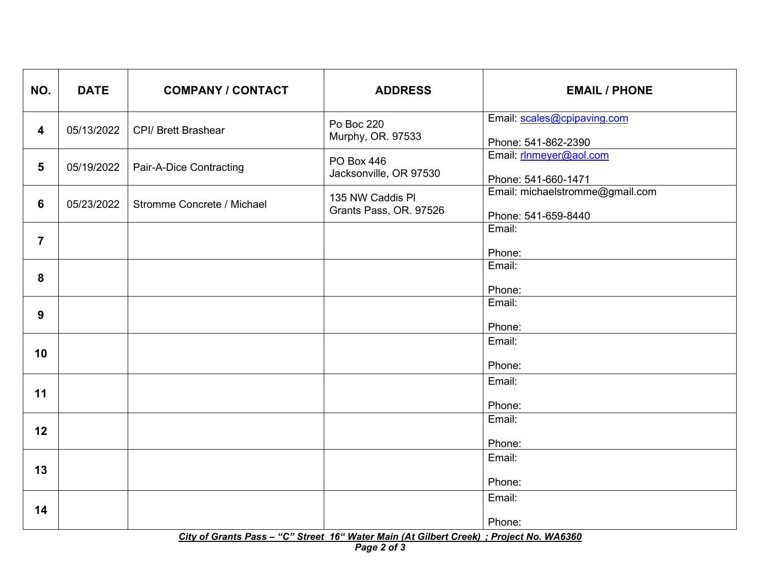| NO. | DATE | COMPANY / CONTACT | ADDRESS | EMAIL / PHONE |
|---|---|---|---|---|
| 4 | 05/13/2022 | CPI/ Brett Brashear | Po Boc 220<br>Murphy, OR. 97533 | Email: scales@cpipaving.com<br><br>Phone: 541-862-2390 |
| 5 | 05/19/2022 | Pair-A-Dice Contracting | PO Box 446<br>Jacksonville, OR 97530 | Email: rlnmeyer@aol.com<br><br>Phone: 541-660-1471 |
| 6 | 05/23/2022 | Stromme Concrete / Michael | 135 NW Caddis Pl<br>Grants Pass, OR. 97526 | Email: michaelstromme@gmail.com<br><br>Phone: 541-659-8440 |
| 7 | | | | Email:<br><br>Phone: |
| 8 | | | | Email:<br><br>Phone: |
| 9 | | | | Email:<br><br>Phone: |
| 10 | | | | Email:<br><br>Phone: |
| 11 | | | | Email:<br><br>Phone: |
| 12 | | | | Email:<br><br>Phone: |
| 13 | | | | Email:<br><br>Phone: |
| 14 | | | | Email:<br><br>Phone: |

***City of Grants Pass – "C" Street 16" Water Main (At Gilbert Creek) ; Project No. WA6360***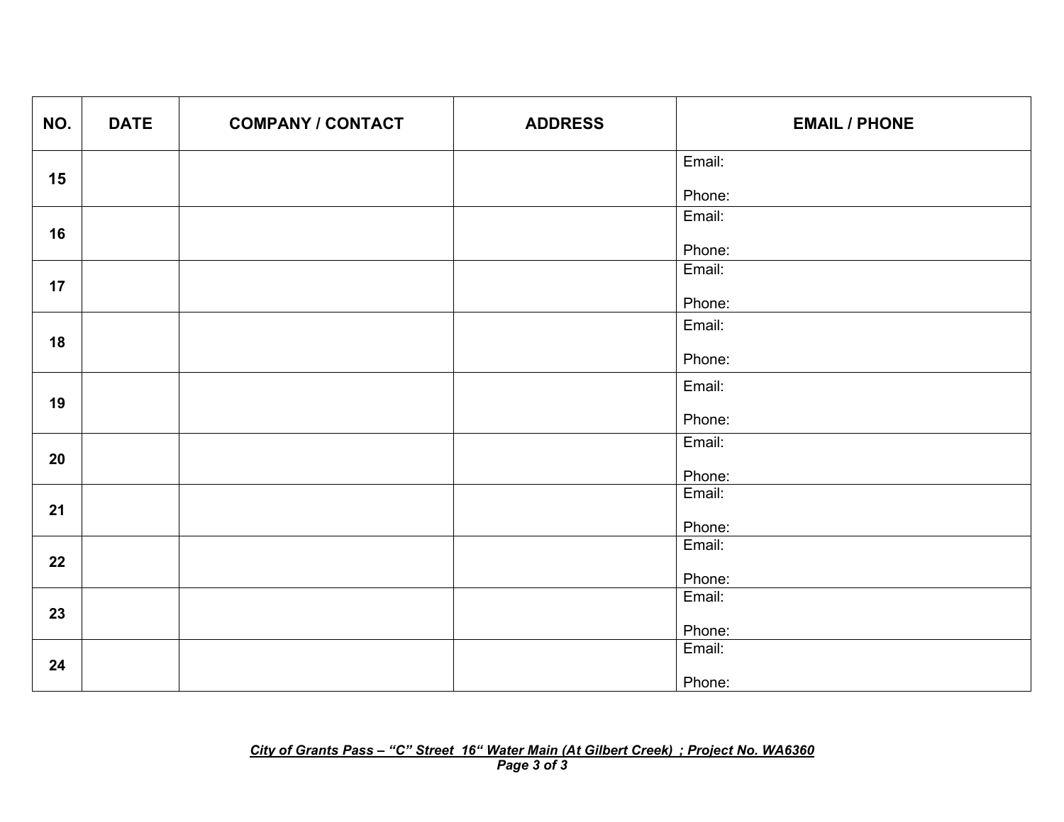| NO. | DATE | COMPANY / CONTACT | ADDRESS | EMAIL / PHONE |
|---|---|---|---|---|
| 15 | | | | Email:<br><br>Phone: |
| 16 | | | | Email:<br><br>Phone: |
| 17 | | | | Email:<br><br>Phone: |
| 18 | | | | Email:<br><br>Phone: |
| 19 | | | | Email:<br><br>Phone: |
| 20 | | | | Email:<br><br>Phone: |
| 21 | | | | Email:<br><br>Phone: |
| 22 | | | | Email:<br><br>Phone: |
| 23 | | | | Email:<br><br>Phone: |
| 24 | | | | Email:<br><br>Phone: |